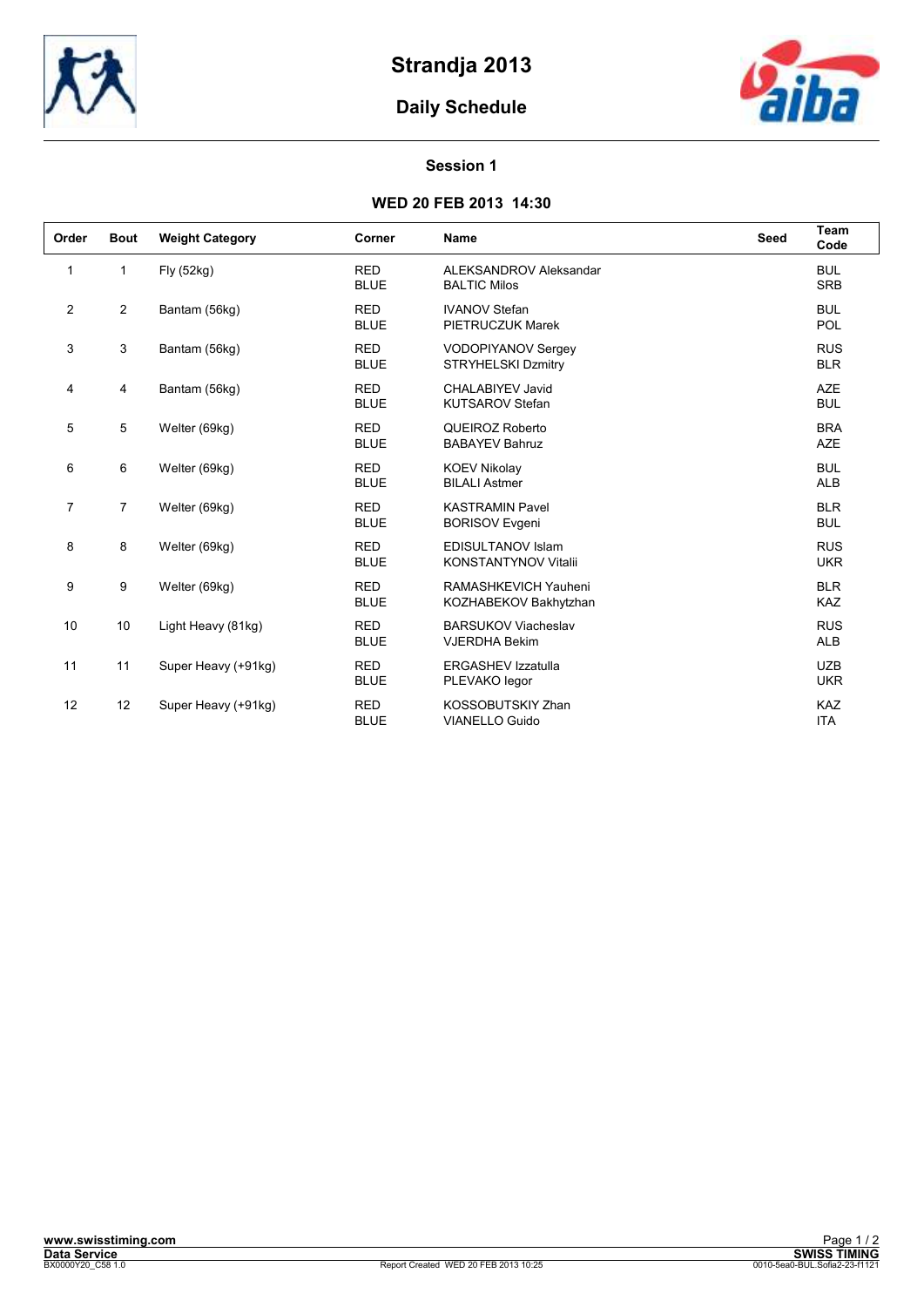# Strandja 2013

## Daily Schedule

### Session 1

### WED 20 FEB 2013 14:30

| Order | Bout | Weight Category | Corner | Name | Seed | Team Code |
|---|---|---|---|---|---|---|
| 1 | 1 | Fly (52kg) | RED<br>BLUE | ALEKSANDROV Aleksandar<br>BALTIC Milos | | BUL<br>SRB |
| 2 | 2 | Bantam (56kg) | RED<br>BLUE | IVANOV Stefan<br>PIETRUCZUK Marek | | BUL<br>POL |
| 3 | 3 | Bantam (56kg) | RED<br>BLUE | VODOPIYANOV Sergey<br>STRYHELSKI Dzmitry | | RUS<br>BLR |
| 4 | 4 | Bantam (56kg) | RED<br>BLUE | CHALABIYEV Javid<br>KUTSAROV Stefan | | AZE<br>BUL |
| 5 | 5 | Welter (69kg) | RED<br>BLUE | QUEIROZ Roberto<br>BABAYEV Bahruz | | BRA<br>AZE |
| 6 | 6 | Welter (69kg) | RED<br>BLUE | KOEV Nikolay<br>BILALI Astmer | | BUL<br>ALB |
| 7 | 7 | Welter (69kg) | RED<br>BLUE | KASTRAMIN Pavel<br>BORISOV Evgeni | | BLR<br>BUL |
| 8 | 8 | Welter (69kg) | RED<br>BLUE | EDISULTANOV Islam<br>KONSTANTYNOV Vitalii | | RUS<br>UKR |
| 9 | 9 | Welter (69kg) | RED<br>BLUE | RAMASHKEVICH Yauheni<br>KOZHABEKOV Bakhytzhan | | BLR<br>KAZ |
| 10 | 10 | Light Heavy (81kg) | RED<br>BLUE | BARSUKOV Viacheslav<br>VJERDHA Bekim | | RUS<br>ALB |
| 11 | 11 | Super Heavy (+91kg) | RED<br>BLUE | ERGASHEV Izzatulla<br>PLEVAKO Iegor | | UZB<br>UKR |
| 12 | 12 | Super Heavy (+91kg) | RED<br>BLUE | KOSSOBUTSKIY Zhan<br>VIANELLO Guido | | KAZ<br>ITA |

www.swisstiming.com
Data Service
BX0000Y20_C58 1.0

Report Created WED 20 FEB 2013 10:25

SWISS TIMING
0010-5ea0-BUL.Sofia2-23-f1121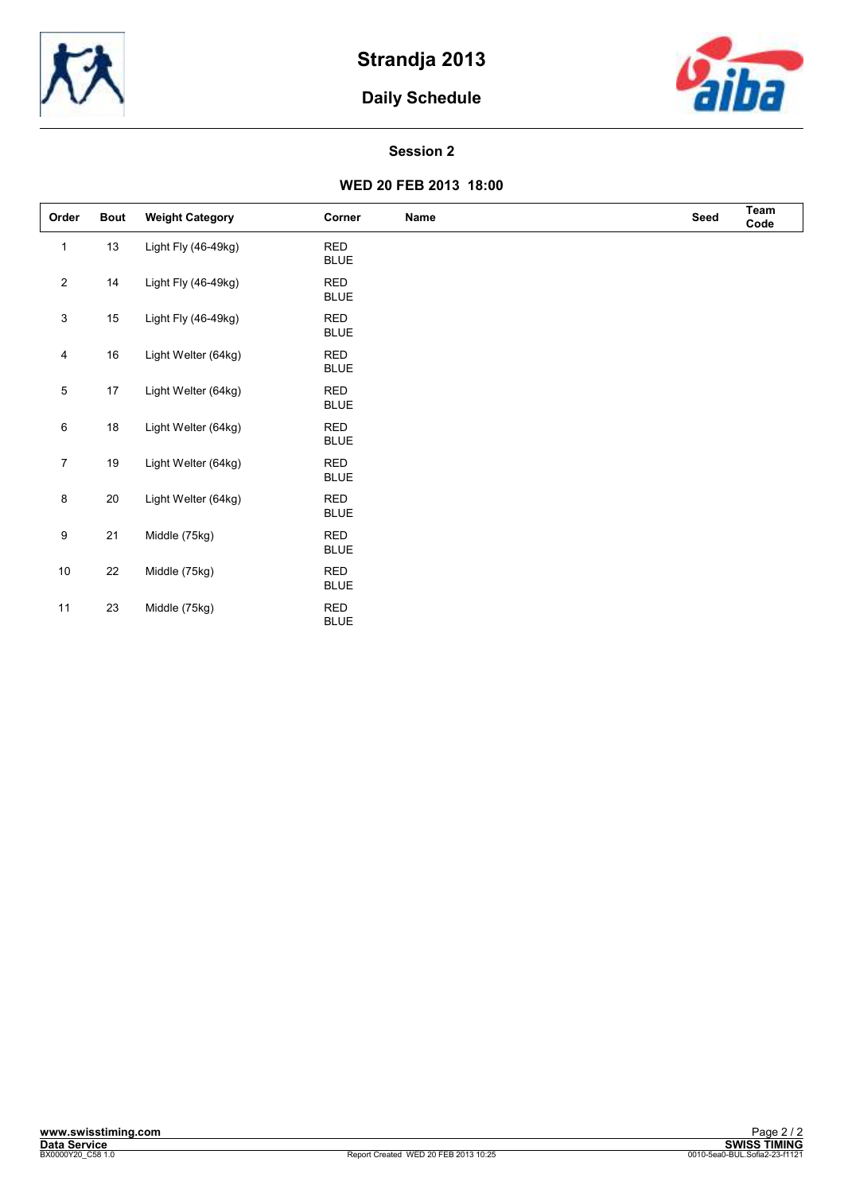# Strandja 2013

## Daily Schedule

### Session 2

### WED 20 FEB 2013 18:00

| Order | Bout | Weight Category | Corner | Name | Seed | Team Code |
|---|---|---|---|---|---|---|
| 1 | 13 | Light Fly (46-49kg) | RED<br>BLUE | | | |
| 2 | 14 | Light Fly (46-49kg) | RED<br>BLUE | | | |
| 3 | 15 | Light Fly (46-49kg) | RED<br>BLUE | | | |
| 4 | 16 | Light Welter (64kg) | RED<br>BLUE | | | |
| 5 | 17 | Light Welter (64kg) | RED<br>BLUE | | | |
| 6 | 18 | Light Welter (64kg) | RED<br>BLUE | | | |
| 7 | 19 | Light Welter (64kg) | RED<br>BLUE | | | |
| 8 | 20 | Light Welter (64kg) | RED<br>BLUE | | | |
| 9 | 21 | Middle (75kg) | RED<br>BLUE | | | |
| 10 | 22 | Middle (75kg) | RED<br>BLUE | | | |
| 11 | 23 | Middle (75kg) | RED<br>BLUE | | | |

www.swisstiming.com
Data Service
BX0000Y20_C58 1.0
Report Created WED 20 FEB 2013 10:25
SWISS TIMING
0010-5ea0-BUL.Sofia2-23-f1121